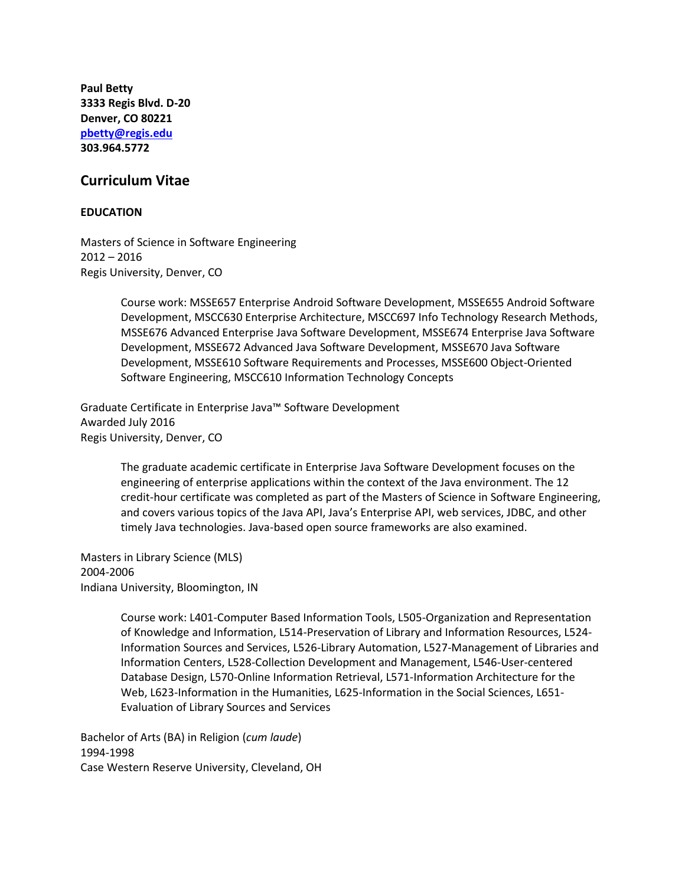**Paul Betty**
**3333 Regis Blvd. D-20**
**Denver, CO 80221**
**[pbetty@regis.edu](mailto:pbetty@regis.edu)**
**303.964.5772**

## Curriculum Vitae

### EDUCATION

Masters of Science in Software Engineering
2012 – 2016
Regis University, Denver, CO

> Course work: MSSE657 Enterprise Android Software Development, MSSE655 Android Software Development, MSCC630 Enterprise Architecture, MSCC697 Info Technology Research Methods, MSSE676 Advanced Enterprise Java Software Development, MSSE674 Enterprise Java Software Development, MSSE672 Advanced Java Software Development, MSSE670 Java Software Development, MSSE610 Software Requirements and Processes, MSSE600 Object-Oriented Software Engineering, MSCC610 Information Technology Concepts

Graduate Certificate in Enterprise Java™ Software Development
Awarded July 2016
Regis University, Denver, CO

> The graduate academic certificate in Enterprise Java Software Development focuses on the engineering of enterprise applications within the context of the Java environment. The 12 credit-hour certificate was completed as part of the Masters of Science in Software Engineering, and covers various topics of the Java API, Java's Enterprise API, web services, JDBC, and other timely Java technologies. Java-based open source frameworks are also examined.

Masters in Library Science (MLS)
2004-2006
Indiana University, Bloomington, IN

> Course work: L401-Computer Based Information Tools, L505-Organization and Representation of Knowledge and Information, L514-Preservation of Library and Information Resources, L524-Information Sources and Services, L526-Library Automation, L527-Management of Libraries and Information Centers, L528-Collection Development and Management, L546-User-centered Database Design, L570-Online Information Retrieval, L571-Information Architecture for the Web, L623-Information in the Humanities, L625-Information in the Social Sciences, L651-Evaluation of Library Sources and Services

Bachelor of Arts (BA) in Religion (*cum laude*)
1994-1998
Case Western Reserve University, Cleveland, OH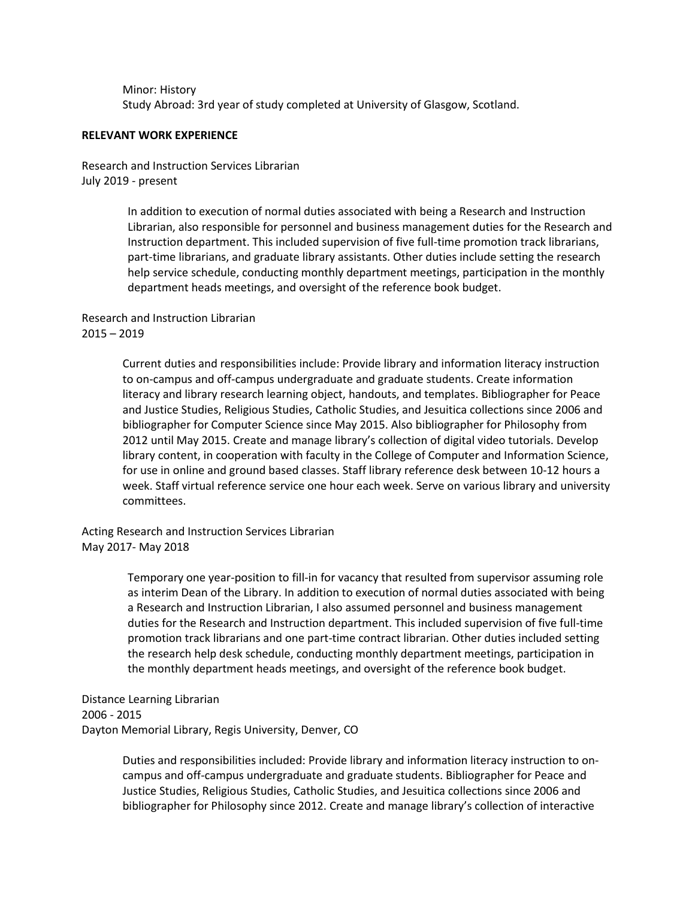Minor: History
Study Abroad: 3rd year of study completed at University of Glasgow, Scotland.

**RELEVANT WORK EXPERIENCE**

Research and Instruction Services Librarian
July 2019 - present

> In addition to execution of normal duties associated with being a Research and Instruction Librarian, also responsible for personnel and business management duties for the Research and Instruction department. This included supervision of five full-time promotion track librarians, part-time librarians, and graduate library assistants. Other duties include setting the research help service schedule, conducting monthly department meetings, participation in the monthly department heads meetings, and oversight of the reference book budget.

Research and Instruction Librarian
2015 – 2019

> Current duties and responsibilities include: Provide library and information literacy instruction to on-campus and off-campus undergraduate and graduate students. Create information literacy and library research learning object, handouts, and templates. Bibliographer for Peace and Justice Studies, Religious Studies, Catholic Studies, and Jesuitica collections since 2006 and bibliographer for Computer Science since May 2015. Also bibliographer for Philosophy from 2012 until May 2015. Create and manage library's collection of digital video tutorials. Develop library content, in cooperation with faculty in the College of Computer and Information Science, for use in online and ground based classes. Staff library reference desk between 10-12 hours a week. Staff virtual reference service one hour each week. Serve on various library and university committees.

Acting Research and Instruction Services Librarian
May 2017- May 2018

> Temporary one year-position to fill-in for vacancy that resulted from supervisor assuming role as interim Dean of the Library. In addition to execution of normal duties associated with being a Research and Instruction Librarian, I also assumed personnel and business management duties for the Research and Instruction department. This included supervision of five full-time promotion track librarians and one part-time contract librarian. Other duties included setting the research help desk schedule, conducting monthly department meetings, participation in the monthly department heads meetings, and oversight of the reference book budget.

Distance Learning Librarian
2006 - 2015
Dayton Memorial Library, Regis University, Denver, CO

> Duties and responsibilities included: Provide library and information literacy instruction to on-campus and off-campus undergraduate and graduate students. Bibliographer for Peace and Justice Studies, Religious Studies, Catholic Studies, and Jesuitica collections since 2006 and bibliographer for Philosophy since 2012. Create and manage library's collection of interactive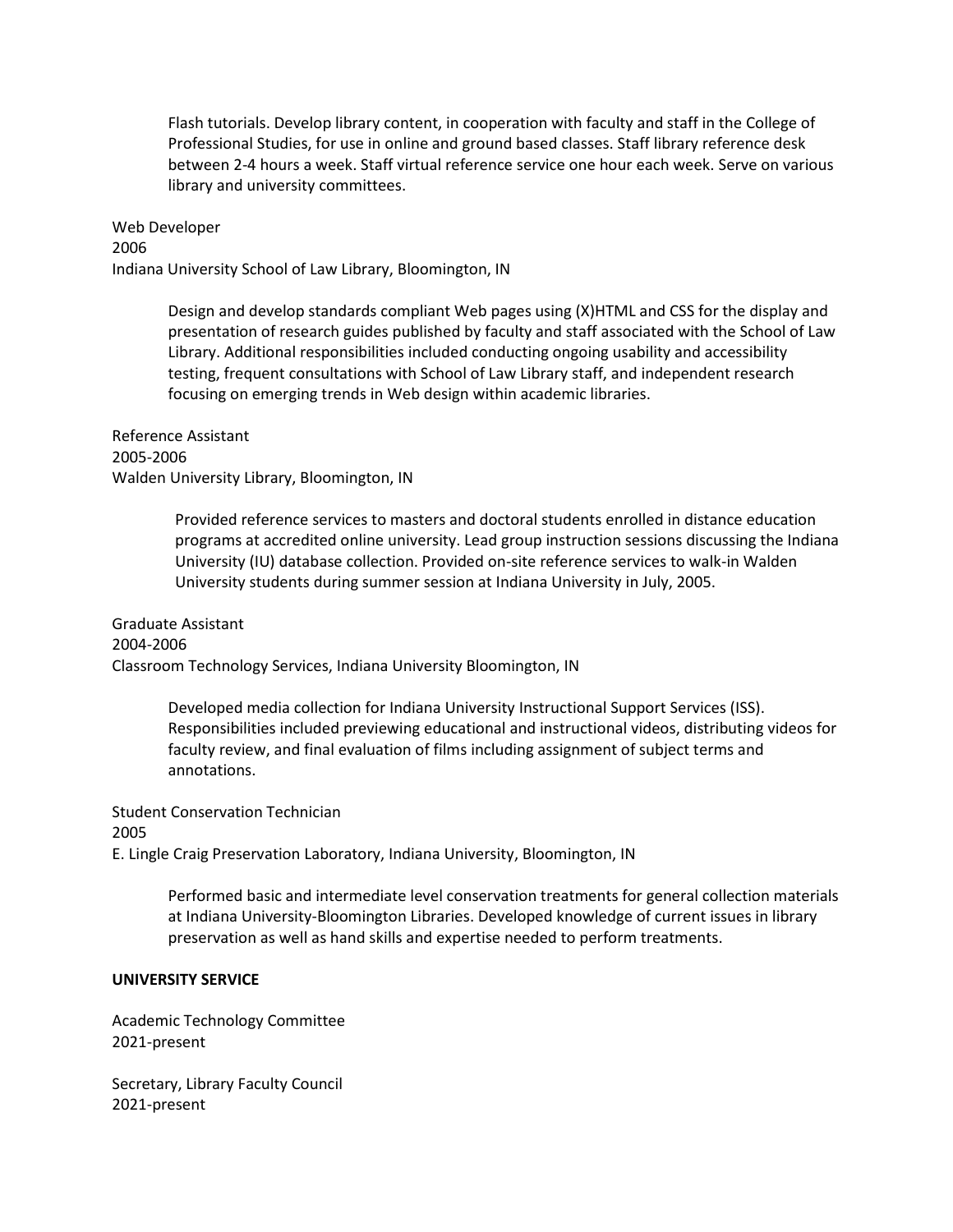Flash tutorials. Develop library content, in cooperation with faculty and staff in the College of Professional Studies, for use in online and ground based classes. Staff library reference desk between 2-4 hours a week. Staff virtual reference service one hour each week. Serve on various library and university committees.

Web Developer
2006
Indiana University School of Law Library, Bloomington, IN

> Design and develop standards compliant Web pages using (X)HTML and CSS for the display and presentation of research guides published by faculty and staff associated with the School of Law Library. Additional responsibilities included conducting ongoing usability and accessibility testing, frequent consultations with School of Law Library staff, and independent research focusing on emerging trends in Web design within academic libraries.

Reference Assistant
2005-2006
Walden University Library, Bloomington, IN

> Provided reference services to masters and doctoral students enrolled in distance education programs at accredited online university. Lead group instruction sessions discussing the Indiana University (IU) database collection. Provided on-site reference services to walk-in Walden University students during summer session at Indiana University in July, 2005.

Graduate Assistant
2004-2006
Classroom Technology Services, Indiana University Bloomington, IN

> Developed media collection for Indiana University Instructional Support Services (ISS). Responsibilities included previewing educational and instructional videos, distributing videos for faculty review, and final evaluation of films including assignment of subject terms and annotations.

Student Conservation Technician
2005
E. Lingle Craig Preservation Laboratory, Indiana University, Bloomington, IN

> Performed basic and intermediate level conservation treatments for general collection materials at Indiana University-Bloomington Libraries. Developed knowledge of current issues in library preservation as well as hand skills and expertise needed to perform treatments.

**UNIVERSITY SERVICE**

Academic Technology Committee
2021-present

Secretary, Library Faculty Council
2021-present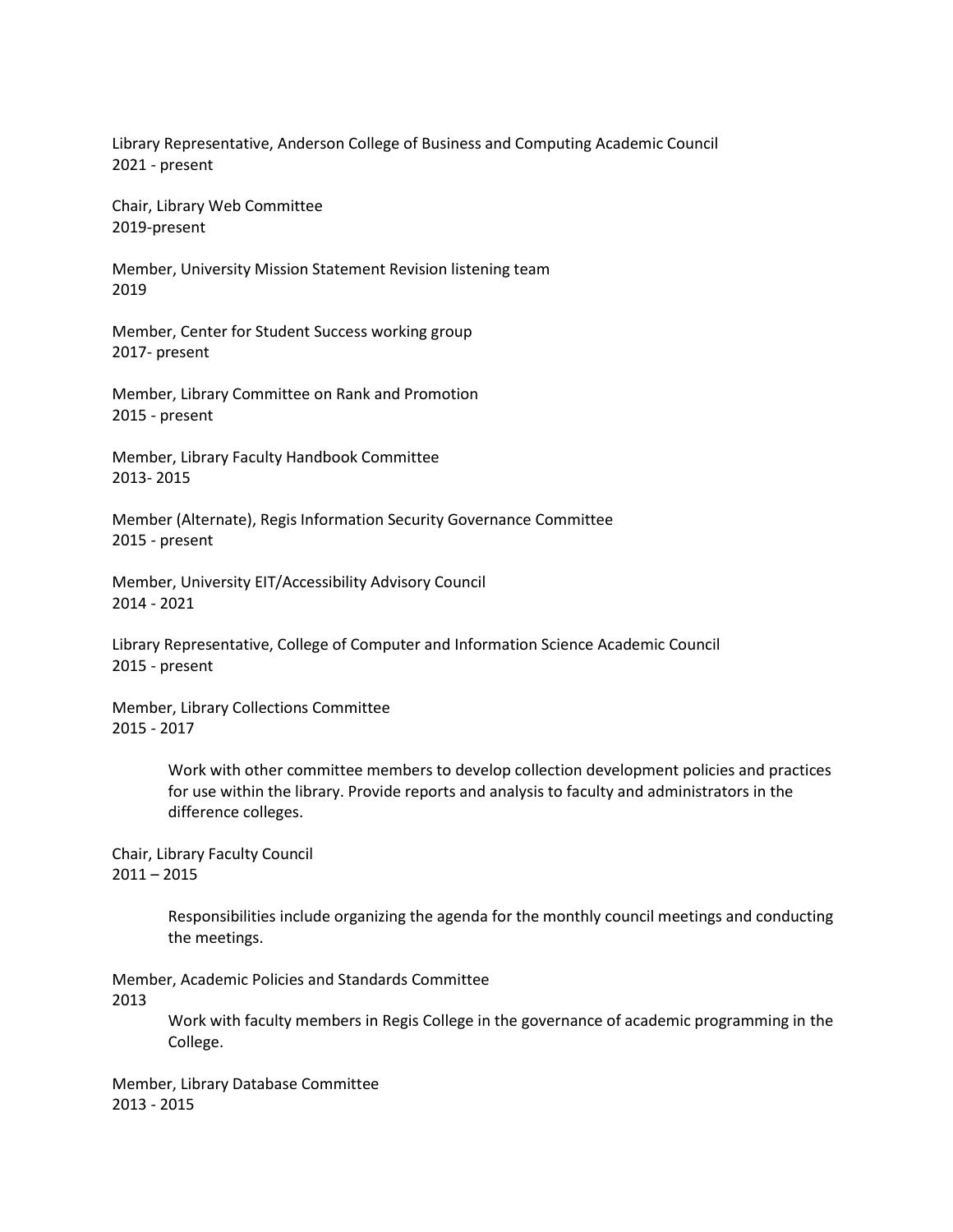Library Representative, Anderson College of Business and Computing Academic Council
2021 - present

Chair, Library Web Committee
2019-present

Member, University Mission Statement Revision listening team
2019

Member, Center for Student Success working group
2017- present

Member, Library Committee on Rank and Promotion
2015 - present

Member, Library Faculty Handbook Committee
2013- 2015

Member (Alternate), Regis Information Security Governance Committee
2015 - present

Member, University EIT/Accessibility Advisory Council
2014 - 2021

Library Representative, College of Computer and Information Science Academic Council
2015 - present

Member, Library Collections Committee
2015 - 2017

> Work with other committee members to develop collection development policies and practices for use within the library. Provide reports and analysis to faculty and administrators in the difference colleges.

Chair, Library Faculty Council
2011 – 2015

> Responsibilities include organizing the agenda for the monthly council meetings and conducting the meetings.

Member, Academic Policies and Standards Committee
2013

> Work with faculty members in Regis College in the governance of academic programming in the College.

Member, Library Database Committee
2013 - 2015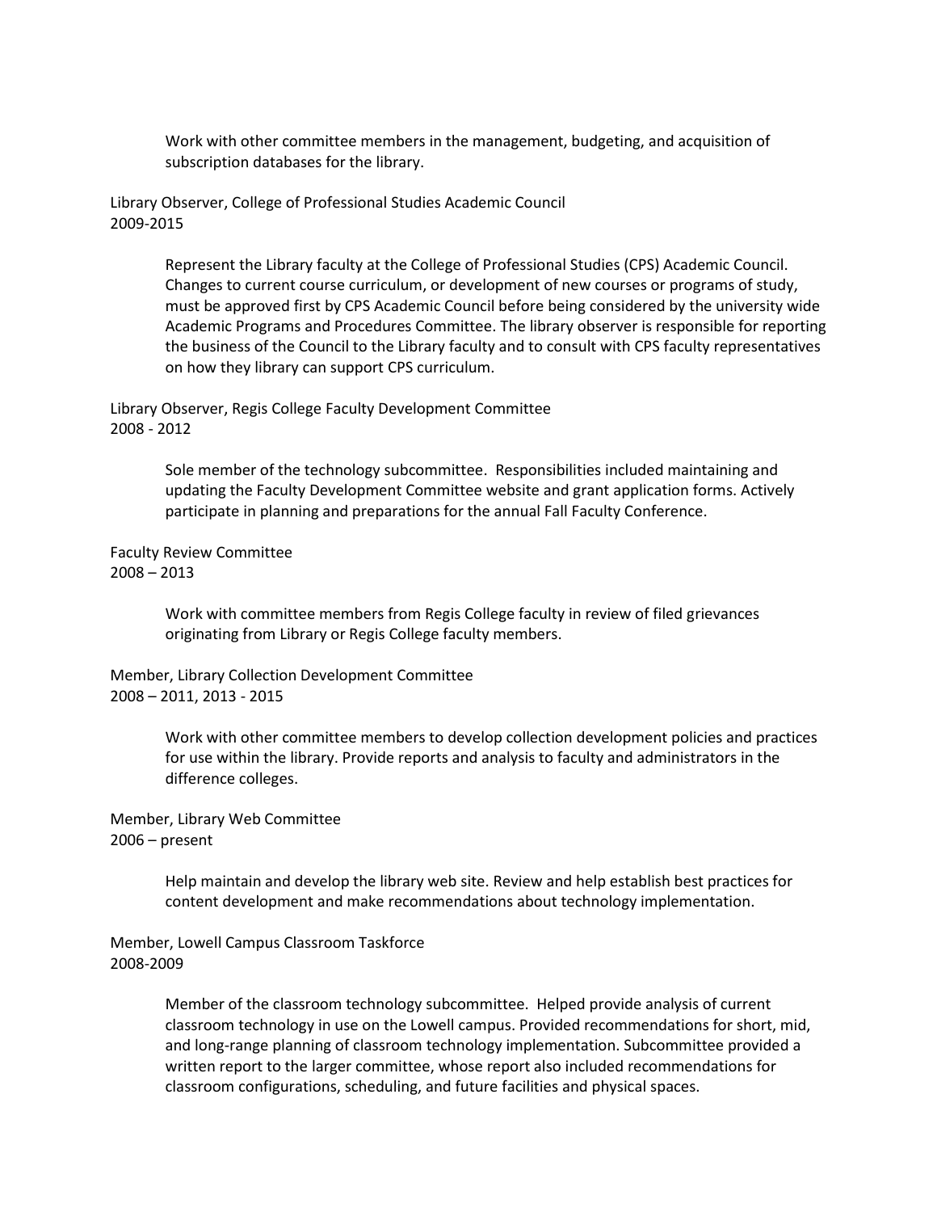Work with other committee members in the management, budgeting, and acquisition of subscription databases for the library.

Library Observer, College of Professional Studies Academic Council
2009-2015

Represent the Library faculty at the College of Professional Studies (CPS) Academic Council. Changes to current course curriculum, or development of new courses or programs of study, must be approved first by CPS Academic Council before being considered by the university wide Academic Programs and Procedures Committee. The library observer is responsible for reporting the business of the Council to the Library faculty and to consult with CPS faculty representatives on how they library can support CPS curriculum.

Library Observer, Regis College Faculty Development Committee
2008 - 2012

Sole member of the technology subcommittee. Responsibilities included maintaining and updating the Faculty Development Committee website and grant application forms. Actively participate in planning and preparations for the annual Fall Faculty Conference.

Faculty Review Committee
2008 – 2013

Work with committee members from Regis College faculty in review of filed grievances originating from Library or Regis College faculty members.

Member, Library Collection Development Committee
2008 – 2011, 2013 - 2015

Work with other committee members to develop collection development policies and practices for use within the library. Provide reports and analysis to faculty and administrators in the difference colleges.

Member, Library Web Committee
2006 – present

Help maintain and develop the library web site. Review and help establish best practices for content development and make recommendations about technology implementation.

Member, Lowell Campus Classroom Taskforce
2008-2009

Member of the classroom technology subcommittee. Helped provide analysis of current classroom technology in use on the Lowell campus. Provided recommendations for short, mid, and long-range planning of classroom technology implementation. Subcommittee provided a written report to the larger committee, whose report also included recommendations for classroom configurations, scheduling, and future facilities and physical spaces.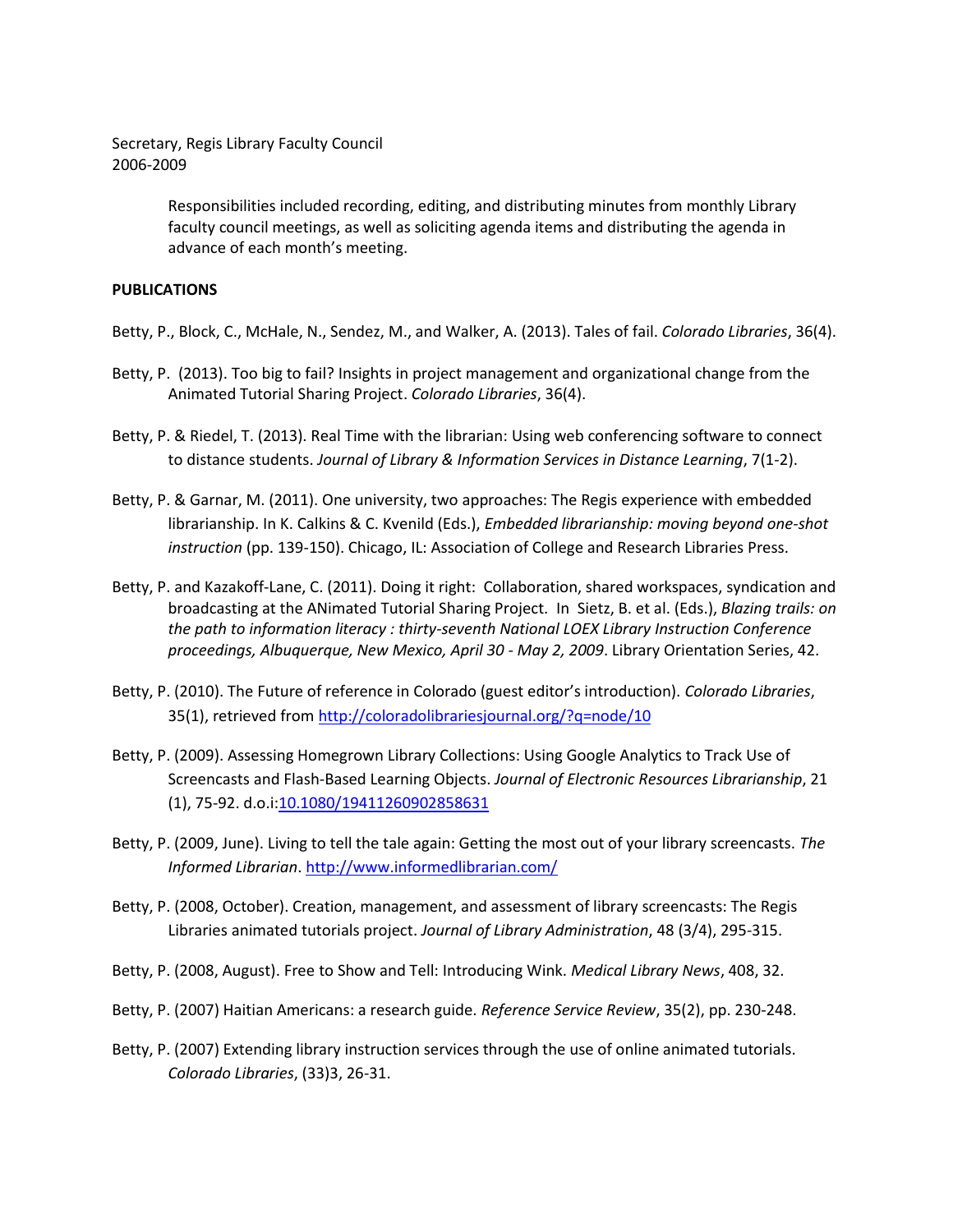Secretary, Regis Library Faculty Council
2006-2009

> Responsibilities included recording, editing, and distributing minutes from monthly Library faculty council meetings, as well as soliciting agenda items and distributing the agenda in advance of each month's meeting.

**PUBLICATIONS**

Betty, P., Block, C., McHale, N., Sendez, M., and Walker, A. (2013). Tales of fail. *Colorado Libraries*, 36(4).

Betty, P. (2013). Too big to fail? Insights in project management and organizational change from the Animated Tutorial Sharing Project. *Colorado Libraries*, 36(4).

Betty, P. & Riedel, T. (2013). Real Time with the librarian: Using web conferencing software to connect to distance students. *Journal of Library & Information Services in Distance Learning*, 7(1-2).

Betty, P. & Garnar, M. (2011). One university, two approaches: The Regis experience with embedded librarianship. In K. Calkins & C. Kvenild (Eds.), *Embedded librarianship: moving beyond one-shot instruction* (pp. 139-150). Chicago, IL: Association of College and Research Libraries Press.

Betty, P. and Kazakoff-Lane, C. (2011). Doing it right: Collaboration, shared workspaces, syndication and broadcasting at the ANimated Tutorial Sharing Project. In Sietz, B. et al. (Eds.), *Blazing trails: on the path to information literacy : thirty-seventh National LOEX Library Instruction Conference proceedings, Albuquerque, New Mexico, April 30 - May 2, 2009*. Library Orientation Series, 42.

Betty, P. (2010). The Future of reference in Colorado (guest editor's introduction). *Colorado Libraries*, 35(1), retrieved from http://coloradolibrariesjournal.org/?q=node/10

Betty, P. (2009). Assessing Homegrown Library Collections: Using Google Analytics to Track Use of Screencasts and Flash-Based Learning Objects. *Journal of Electronic Resources Librarianship*, 21 (1), 75-92. d.o.i:10.1080/19411260902858631

Betty, P. (2009, June). Living to tell the tale again: Getting the most out of your library screencasts. *The Informed Librarian*. http://www.informedlibrarian.com/

Betty, P. (2008, October). Creation, management, and assessment of library screencasts: The Regis Libraries animated tutorials project. *Journal of Library Administration*, 48 (3/4), 295-315.

Betty, P. (2008, August). Free to Show and Tell: Introducing Wink. *Medical Library News*, 408, 32.

Betty, P. (2007) Haitian Americans: a research guide. *Reference Service Review*, 35(2), pp. 230-248.

Betty, P. (2007) Extending library instruction services through the use of online animated tutorials. *Colorado Libraries*, (33)3, 26-31.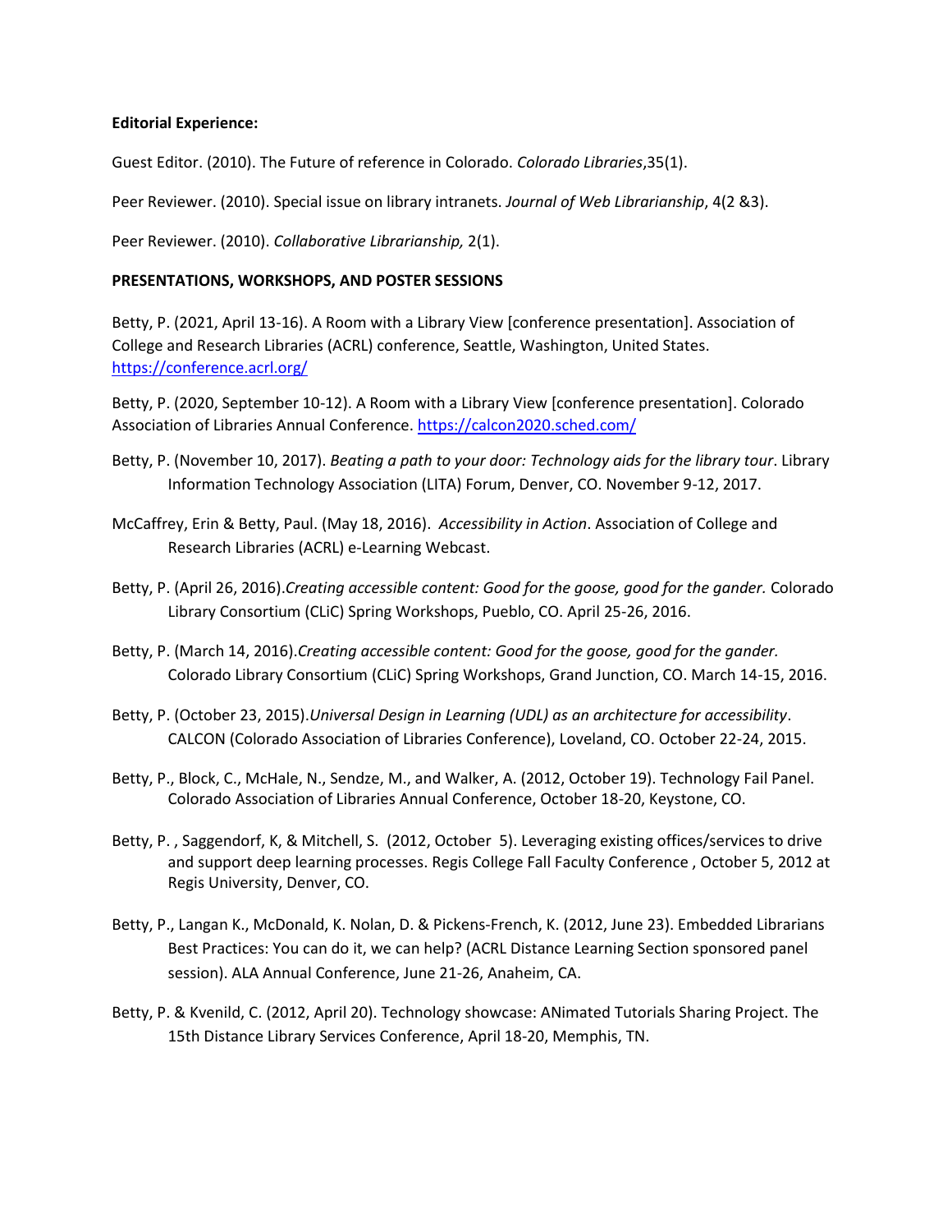**Editorial Experience:**

Guest Editor. (2010). The Future of reference in Colorado. *Colorado Libraries*,35(1).

Peer Reviewer. (2010). Special issue on library intranets. *Journal of Web Librarianship*, 4(2 &3).

Peer Reviewer. (2010). *Collaborative Librarianship,* 2(1).

**PRESENTATIONS, WORKSHOPS, AND POSTER SESSIONS**

Betty, P. (2021, April 13-16). A Room with a Library View [conference presentation]. Association of College and Research Libraries (ACRL) conference, Seattle, Washington, United States. https://conference.acrl.org/

Betty, P. (2020, September 10-12). A Room with a Library View [conference presentation]. Colorado Association of Libraries Annual Conference. https://calcon2020.sched.com/

Betty, P. (November 10, 2017). *Beating a path to your door: Technology aids for the library tour*. Library Information Technology Association (LITA) Forum, Denver, CO. November 9-12, 2017.

McCaffrey, Erin & Betty, Paul. (May 18, 2016). *Accessibility in Action*. Association of College and Research Libraries (ACRL) e-Learning Webcast.

Betty, P. (April 26, 2016).*Creating accessible content: Good for the goose, good for the gander.* Colorado Library Consortium (CLiC) Spring Workshops, Pueblo, CO. April 25-26, 2016.

Betty, P. (March 14, 2016).*Creating accessible content: Good for the goose, good for the gander.* Colorado Library Consortium (CLiC) Spring Workshops, Grand Junction, CO. March 14-15, 2016.

Betty, P. (October 23, 2015).*Universal Design in Learning (UDL) as an architecture for accessibility*. CALCON (Colorado Association of Libraries Conference), Loveland, CO. October 22-24, 2015.

Betty, P., Block, C., McHale, N., Sendze, M., and Walker, A. (2012, October 19). Technology Fail Panel. Colorado Association of Libraries Annual Conference, October 18-20, Keystone, CO.

Betty, P. , Saggendorf, K, & Mitchell, S. (2012, October 5). Leveraging existing offices/services to drive and support deep learning processes. Regis College Fall Faculty Conference , October 5, 2012 at Regis University, Denver, CO.

Betty, P., Langan K., McDonald, K. Nolan, D. & Pickens-French, K. (2012, June 23). Embedded Librarians Best Practices: You can do it, we can help? (ACRL Distance Learning Section sponsored panel session). ALA Annual Conference, June 21-26, Anaheim, CA.

Betty, P. & Kvenild, C. (2012, April 20). Technology showcase: ANimated Tutorials Sharing Project. The 15th Distance Library Services Conference, April 18-20, Memphis, TN.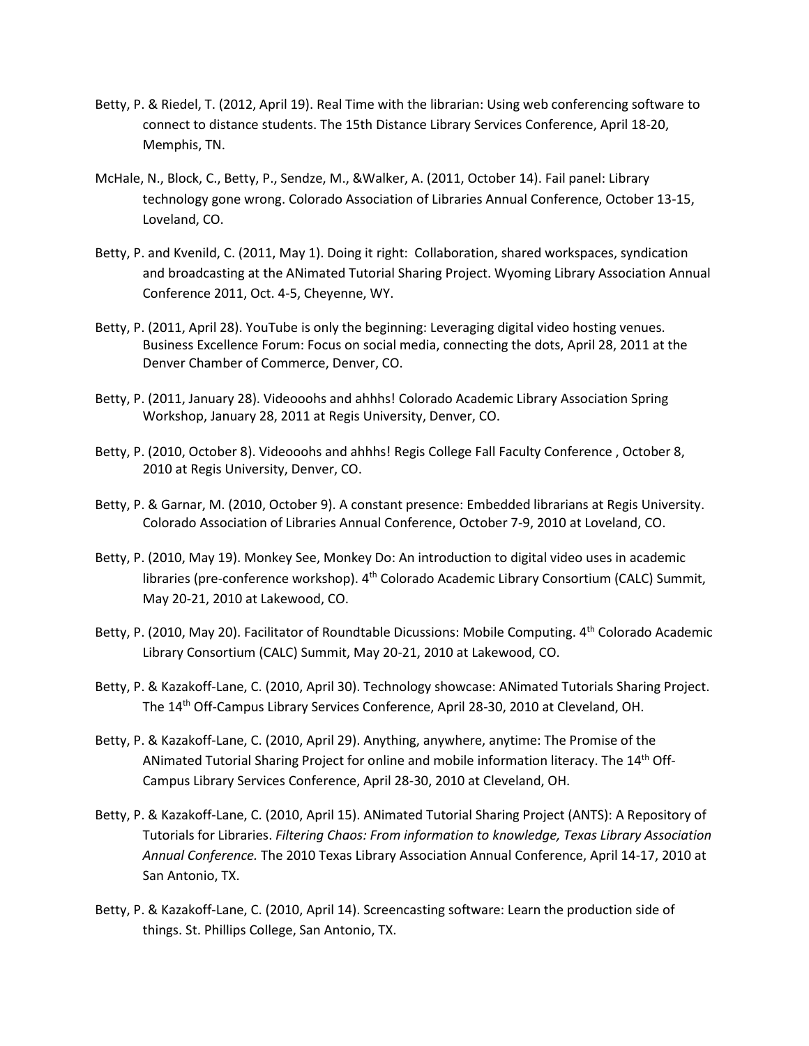Betty, P. & Riedel, T. (2012, April 19). Real Time with the librarian: Using web conferencing software to connect to distance students. The 15th Distance Library Services Conference, April 18-20, Memphis, TN.

McHale, N., Block, C., Betty, P., Sendze, M., &Walker, A. (2011, October 14). Fail panel: Library technology gone wrong. Colorado Association of Libraries Annual Conference, October 13-15, Loveland, CO.

Betty, P. and Kvenild, C. (2011, May 1). Doing it right: Collaboration, shared workspaces, syndication and broadcasting at the ANimated Tutorial Sharing Project. Wyoming Library Association Annual Conference 2011, Oct. 4-5, Cheyenne, WY.

Betty, P. (2011, April 28). YouTube is only the beginning: Leveraging digital video hosting venues. Business Excellence Forum: Focus on social media, connecting the dots, April 28, 2011 at the Denver Chamber of Commerce, Denver, CO.

Betty, P. (2011, January 28). Videooohs and ahhhs! Colorado Academic Library Association Spring Workshop, January 28, 2011 at Regis University, Denver, CO.

Betty, P. (2010, October 8). Videooohs and ahhhs! Regis College Fall Faculty Conference , October 8, 2010 at Regis University, Denver, CO.

Betty, P. & Garnar, M. (2010, October 9). A constant presence: Embedded librarians at Regis University. Colorado Association of Libraries Annual Conference, October 7-9, 2010 at Loveland, CO.

Betty, P. (2010, May 19). Monkey See, Monkey Do: An introduction to digital video uses in academic libraries (pre-conference workshop). 4th Colorado Academic Library Consortium (CALC) Summit, May 20-21, 2010 at Lakewood, CO.

Betty, P. (2010, May 20). Facilitator of Roundtable Dicussions: Mobile Computing. 4th Colorado Academic Library Consortium (CALC) Summit, May 20-21, 2010 at Lakewood, CO.

Betty, P. & Kazakoff-Lane, C. (2010, April 30). Technology showcase: ANimated Tutorials Sharing Project. The 14th Off-Campus Library Services Conference, April 28-30, 2010 at Cleveland, OH.

Betty, P. & Kazakoff-Lane, C. (2010, April 29). Anything, anywhere, anytime: The Promise of the ANimated Tutorial Sharing Project for online and mobile information literacy. The 14th Off-Campus Library Services Conference, April 28-30, 2010 at Cleveland, OH.

Betty, P. & Kazakoff-Lane, C. (2010, April 15). ANimated Tutorial Sharing Project (ANTS): A Repository of Tutorials for Libraries. *Filtering Chaos: From information to knowledge, Texas Library Association Annual Conference.* The 2010 Texas Library Association Annual Conference, April 14-17, 2010 at San Antonio, TX.

Betty, P. & Kazakoff-Lane, C. (2010, April 14). Screencasting software: Learn the production side of things. St. Phillips College, San Antonio, TX.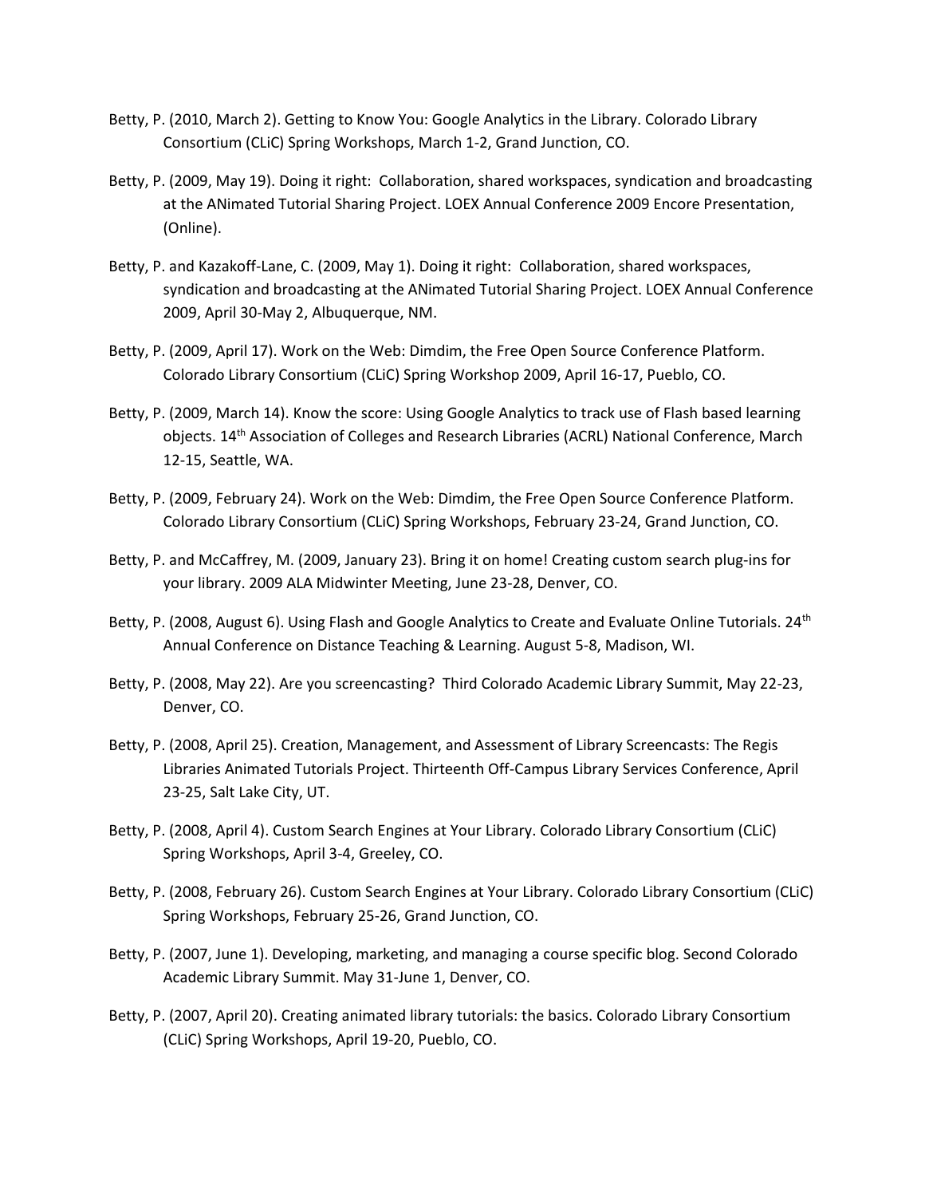Betty, P. (2010, March 2). Getting to Know You: Google Analytics in the Library. Colorado Library Consortium (CLiC) Spring Workshops, March 1-2, Grand Junction, CO.

Betty, P. (2009, May 19). Doing it right: Collaboration, shared workspaces, syndication and broadcasting at the ANimated Tutorial Sharing Project. LOEX Annual Conference 2009 Encore Presentation, (Online).

Betty, P. and Kazakoff-Lane, C. (2009, May 1). Doing it right: Collaboration, shared workspaces, syndication and broadcasting at the ANimated Tutorial Sharing Project. LOEX Annual Conference 2009, April 30-May 2, Albuquerque, NM.

Betty, P. (2009, April 17). Work on the Web: Dimdim, the Free Open Source Conference Platform. Colorado Library Consortium (CLiC) Spring Workshop 2009, April 16-17, Pueblo, CO.

Betty, P. (2009, March 14). Know the score: Using Google Analytics to track use of Flash based learning objects. 14th Association of Colleges and Research Libraries (ACRL) National Conference, March 12-15, Seattle, WA.

Betty, P. (2009, February 24). Work on the Web: Dimdim, the Free Open Source Conference Platform. Colorado Library Consortium (CLiC) Spring Workshops, February 23-24, Grand Junction, CO.

Betty, P. and McCaffrey, M. (2009, January 23). Bring it on home! Creating custom search plug-ins for your library. 2009 ALA Midwinter Meeting, June 23-28, Denver, CO.

Betty, P. (2008, August 6). Using Flash and Google Analytics to Create and Evaluate Online Tutorials. 24th Annual Conference on Distance Teaching & Learning. August 5-8, Madison, WI.

Betty, P. (2008, May 22). Are you screencasting? Third Colorado Academic Library Summit, May 22-23, Denver, CO.

Betty, P. (2008, April 25). Creation, Management, and Assessment of Library Screencasts: The Regis Libraries Animated Tutorials Project. Thirteenth Off-Campus Library Services Conference, April 23-25, Salt Lake City, UT.

Betty, P. (2008, April 4). Custom Search Engines at Your Library. Colorado Library Consortium (CLiC) Spring Workshops, April 3-4, Greeley, CO.

Betty, P. (2008, February 26). Custom Search Engines at Your Library. Colorado Library Consortium (CLiC) Spring Workshops, February 25-26, Grand Junction, CO.

Betty, P. (2007, June 1). Developing, marketing, and managing a course specific blog. Second Colorado Academic Library Summit. May 31-June 1, Denver, CO.

Betty, P. (2007, April 20). Creating animated library tutorials: the basics. Colorado Library Consortium (CLiC) Spring Workshops, April 19-20, Pueblo, CO.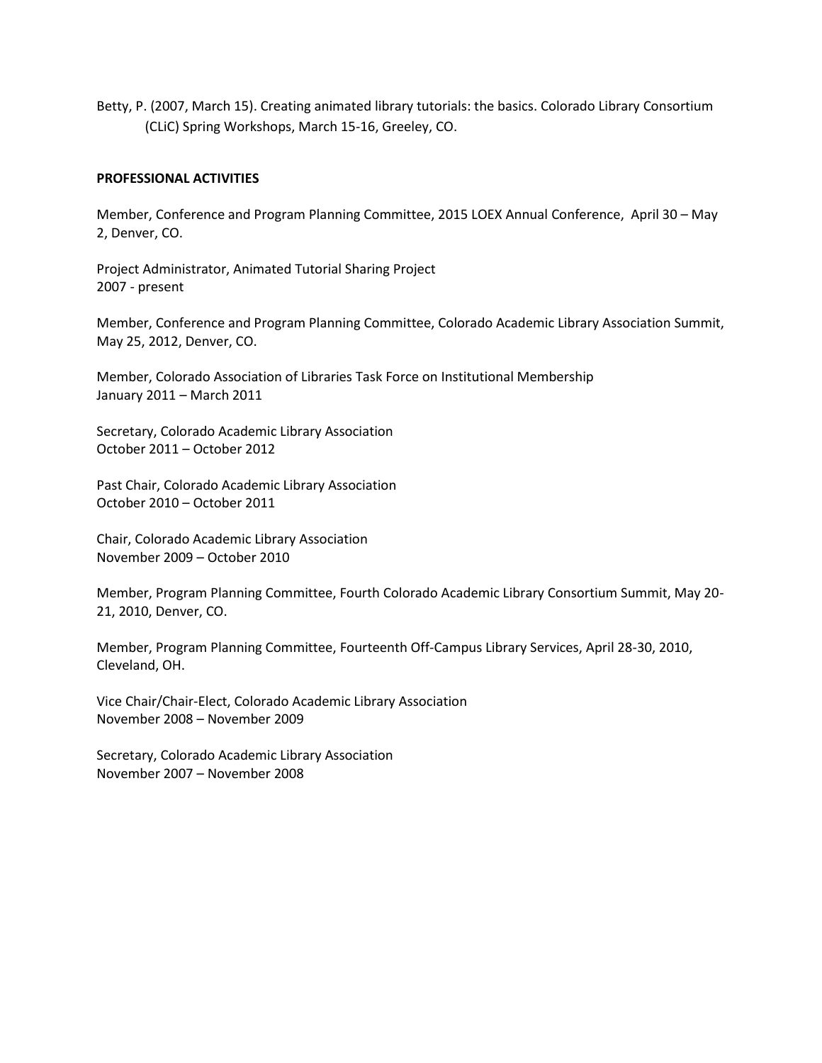Betty, P. (2007, March 15). Creating animated library tutorials: the basics. Colorado Library Consortium (CLiC) Spring Workshops, March 15-16, Greeley, CO.

**PROFESSIONAL ACTIVITIES**

Member, Conference and Program Planning Committee, 2015 LOEX Annual Conference, April 30 – May 2, Denver, CO.

Project Administrator, Animated Tutorial Sharing Project
2007 - present

Member, Conference and Program Planning Committee, Colorado Academic Library Association Summit, May 25, 2012, Denver, CO.

Member, Colorado Association of Libraries Task Force on Institutional Membership
January 2011 – March 2011

Secretary, Colorado Academic Library Association
October 2011 – October 2012

Past Chair, Colorado Academic Library Association
October 2010 – October 2011

Chair, Colorado Academic Library Association
November 2009 – October 2010

Member, Program Planning Committee, Fourth Colorado Academic Library Consortium Summit, May 20-21, 2010, Denver, CO.

Member, Program Planning Committee, Fourteenth Off-Campus Library Services, April 28-30, 2010, Cleveland, OH.

Vice Chair/Chair-Elect, Colorado Academic Library Association
November 2008 – November 2009

Secretary, Colorado Academic Library Association
November 2007 – November 2008